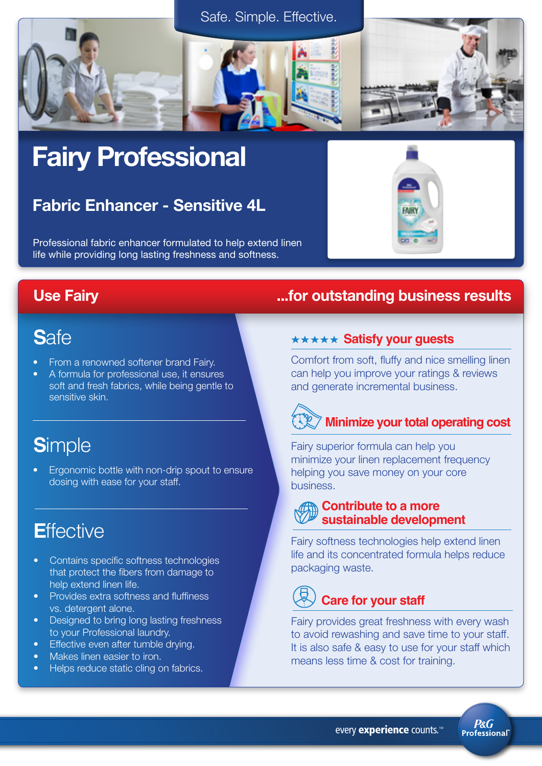Safe. Simple. Effective.

# Fairy Professional

## Fabric Enhancer - Sensitive 4L

Professional fabric enhancer formulated to help extend linen life while providing long lasting freshness and softness.

## Use Fairy ...for outstanding business results

### Safe

- From a renowned softener brand Fairy.
- A formula for professional use, it ensures soft and fresh fabrics, while being gentle to sensitive skin.

### Simple

- Ergonomic bottle with non-drip spout to ensure dosing with ease for your staff.

### Effective

- Contains specific softness technologies that protect the fibers from damage to help extend linen life.
- Provides extra softness and fluffiness vs. detergent alone.
- Designed to bring long lasting freshness to your Professional laundry.
- Effective even after tumble drying.
- Makes linen easier to iron.
- Helps reduce static cling on fabrics.

### ★★★★★ Satisfy your guests

Comfort from soft, fluffy and nice smelling linen can help you improve your ratings & reviews and generate incremental business.

### Minimize your total operating cost

Fairy superior formula can help you minimize your linen replacement frequency helping you save money on your core business.

### Contribute to a more sustainable development

Fairy softness technologies help extend linen life and its concentrated formula helps reduce packaging waste.

### Care for your staff

Fairy provides great freshness with every wash to avoid rewashing and save time to your staff. It is also safe & easy to use for your staff which means less time & cost for training.

every **experience** counts.™

P&G Professional™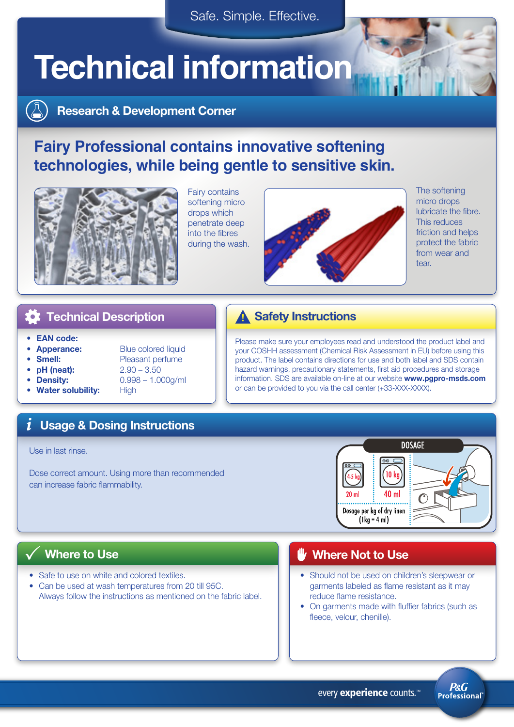Safe. Simple. Effective.

# Technical information

## Research & Development Corner

### Fairy Professional contains innovative softening technologies, while being gentle to sensitive skin.

Fairy contains softening micro drops which penetrate deep into the fibres during the wash.

The softening micro drops lubricate the fibre. This reduces friction and helps protect the fabric from wear and tear.

## Technical Description

| | |
|---|---|
| **EAN code:** | |
| **Apperance:** | Blue colored liquid |
| **Smell:** | Pleasant perfume |
| **pH (neat):** | 2.90 – 3.50 |
| **Density:** | 0.998 – 1.000g/ml |
| **Water solubility:** | High |

## Safety Instructions

Please make sure your employees read and understood the product label and your COSHH assessment (Chemical Risk Assessment in EU) before using this product. The label contains directions for use and both label and SDS contain hazard warnings, precautionary statements, first aid procedures and storage information. SDS are available on-line at our website **www.pgpro-msds.com** or can be provided to you via the call center (+33-XXX-XXXX).

## Usage & Dosing Instructions

Use in last rinse.

Dose correct amount. Using more than recommended can increase fabric flammability.

DOSAGE

4-5 kg — 20 ml

10 kg — 40 ml

Dosage per kg of dry linen (1kg = 4 ml)

## Where to Use

- Safe to use on white and colored textiles.
- Can be used at wash temperatures from 20 till 95C. Always follow the instructions as mentioned on the fabric label.

## Where Not to Use

- Should not be used on children's sleepwear or garments labeled as flame resistant as it may reduce flame resistance.
- On garments made with fluffier fabrics (such as fleece, velour, chenille).

every **experience** counts.™

P&G Professional™